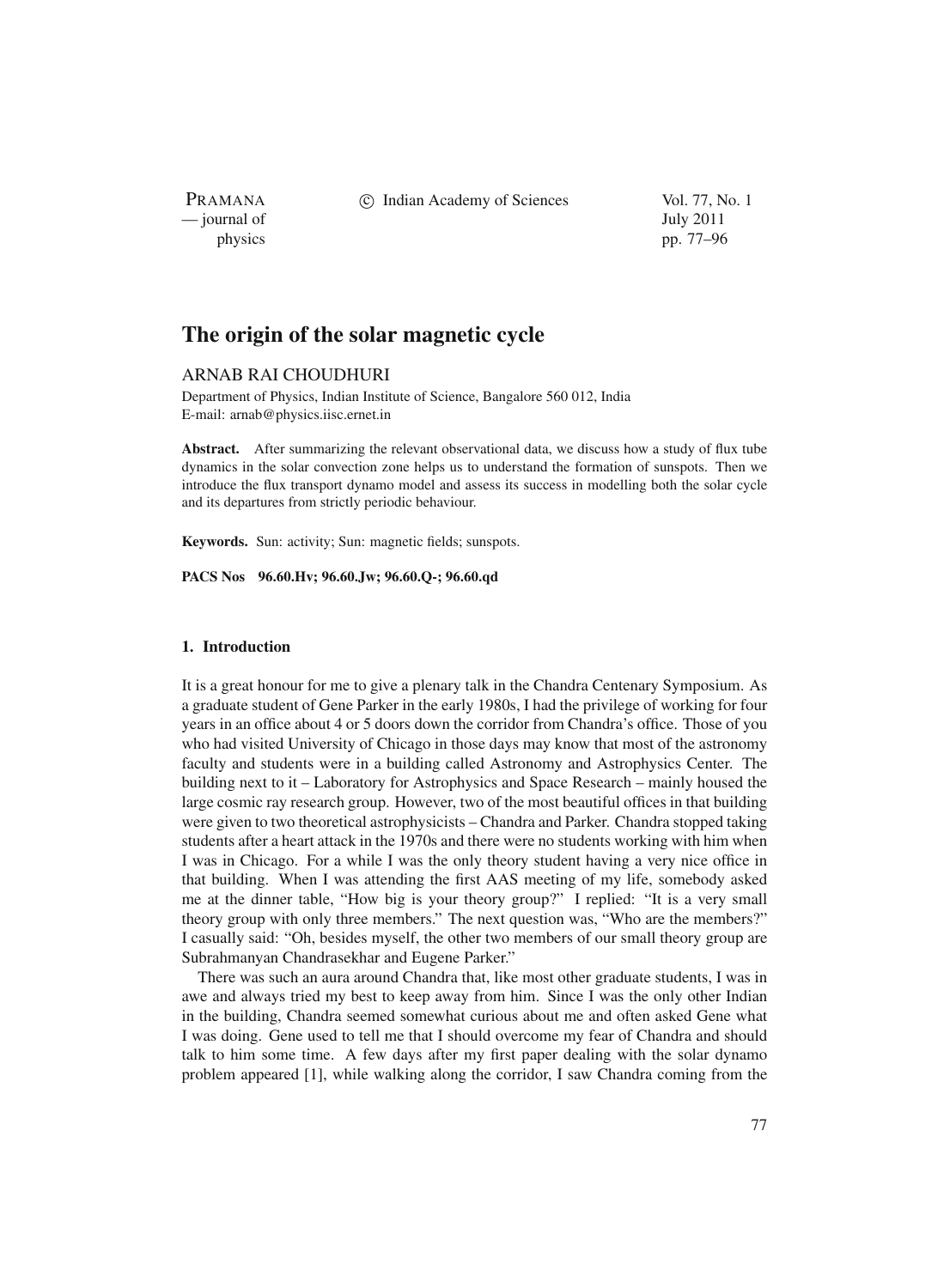# The origin of the solar magnetic cycle

ARNAB RAI CHOUDHURI

Department of Physics, Indian Institute of Science, Bangalore 560 012, India
E-mail: arnab@physics.iisc.ernet.in

**Abstract.** After summarizing the relevant observational data, we discuss how a study of flux tube dynamics in the solar convection zone helps us to understand the formation of sunspots. Then we introduce the flux transport dynamo model and assess its success in modelling both the solar cycle and its departures from strictly periodic behaviour.

**Keywords.** Sun: activity; Sun: magnetic fields; sunspots.

**PACS Nos 96.60.Hv; 96.60.Jw; 96.60.Q-; 96.60.qd**

## 1. Introduction

It is a great honour for me to give a plenary talk in the Chandra Centenary Symposium. As a graduate student of Gene Parker in the early 1980s, I had the privilege of working for four years in an office about 4 or 5 doors down the corridor from Chandra's office. Those of you who had visited University of Chicago in those days may know that most of the astronomy faculty and students were in a building called Astronomy and Astrophysics Center. The building next to it – Laboratory for Astrophysics and Space Research – mainly housed the large cosmic ray research group. However, two of the most beautiful offices in that building were given to two theoretical astrophysicists – Chandra and Parker. Chandra stopped taking students after a heart attack in the 1970s and there were no students working with him when I was in Chicago. For a while I was the only theory student having a very nice office in that building. When I was attending the first AAS meeting of my life, somebody asked me at the dinner table, "How big is your theory group?" I replied: "It is a very small theory group with only three members." The next question was, "Who are the members?" I casually said: "Oh, besides myself, the other two members of our small theory group are Subrahmanyan Chandrasekhar and Eugene Parker."

There was such an aura around Chandra that, like most other graduate students, I was in awe and always tried my best to keep away from him. Since I was the only other Indian in the building, Chandra seemed somewhat curious about me and often asked Gene what I was doing. Gene used to tell me that I should overcome my fear of Chandra and should talk to him some time. A few days after my first paper dealing with the solar dynamo problem appeared [1], while walking along the corridor, I saw Chandra coming from the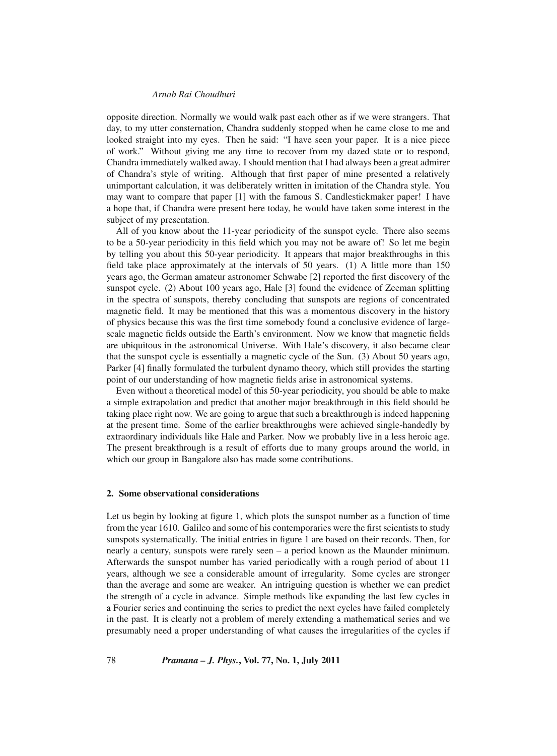opposite direction. Normally we would walk past each other as if we were strangers. That day, to my utter consternation, Chandra suddenly stopped when he came close to me and looked straight into my eyes. Then he said: "I have seen your paper. It is a nice piece of work." Without giving me any time to recover from my dazed state or to respond, Chandra immediately walked away. I should mention that I had always been a great admirer of Chandra's style of writing. Although that first paper of mine presented a relatively unimportant calculation, it was deliberately written in imitation of the Chandra style. You may want to compare that paper [1] with the famous S. Candlestickmaker paper! I have a hope that, if Chandra were present here today, he would have taken some interest in the subject of my presentation.

All of you know about the 11-year periodicity of the sunspot cycle. There also seems to be a 50-year periodicity in this field which you may not be aware of! So let me begin by telling you about this 50-year periodicity. It appears that major breakthroughs in this field take place approximately at the intervals of 50 years. (1) A little more than 150 years ago, the German amateur astronomer Schwabe [2] reported the first discovery of the sunspot cycle. (2) About 100 years ago, Hale [3] found the evidence of Zeeman splitting in the spectra of sunspots, thereby concluding that sunspots are regions of concentrated magnetic field. It may be mentioned that this was a momentous discovery in the history of physics because this was the first time somebody found a conclusive evidence of large-scale magnetic fields outside the Earth's environment. Now we know that magnetic fields are ubiquitous in the astronomical Universe. With Hale's discovery, it also became clear that the sunspot cycle is essentially a magnetic cycle of the Sun. (3) About 50 years ago, Parker [4] finally formulated the turbulent dynamo theory, which still provides the starting point of our understanding of how magnetic fields arise in astronomical systems.

Even without a theoretical model of this 50-year periodicity, you should be able to make a simple extrapolation and predict that another major breakthrough in this field should be taking place right now. We are going to argue that such a breakthrough is indeed happening at the present time. Some of the earlier breakthroughs were achieved single-handedly by extraordinary individuals like Hale and Parker. Now we probably live in a less heroic age. The present breakthrough is a result of efforts due to many groups around the world, in which our group in Bangalore also has made some contributions.

## 2. Some observational considerations

Let us begin by looking at figure 1, which plots the sunspot number as a function of time from the year 1610. Galileo and some of his contemporaries were the first scientists to study sunspots systematically. The initial entries in figure 1 are based on their records. Then, for nearly a century, sunspots were rarely seen – a period known as the Maunder minimum. Afterwards the sunspot number has varied periodically with a rough period of about 11 years, although we see a considerable amount of irregularity. Some cycles are stronger than the average and some are weaker. An intriguing question is whether we can predict the strength of a cycle in advance. Simple methods like expanding the last few cycles in a Fourier series and continuing the series to predict the next cycles have failed completely in the past. It is clearly not a problem of merely extending a mathematical series and we presumably need a proper understanding of what causes the irregularities of the cycles if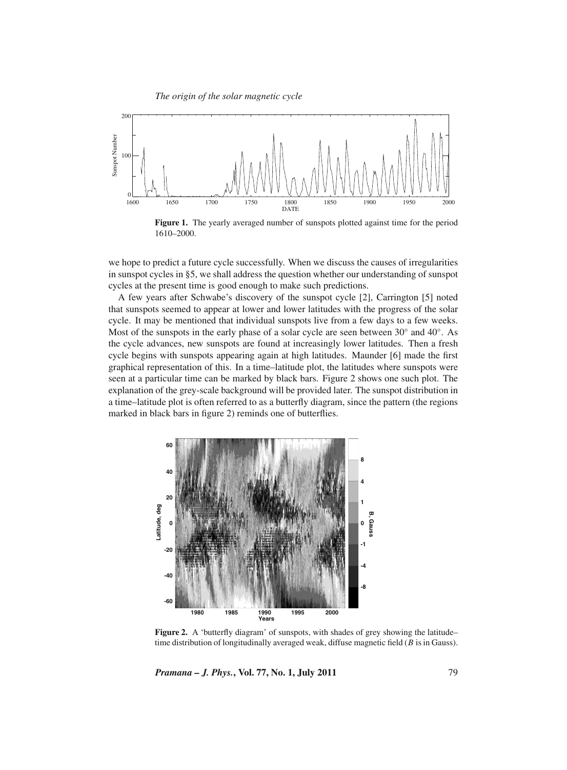**Figure 1.** The yearly averaged number of sunspots plotted against time for the period 1610–2000.

we hope to predict a future cycle successfully. When we discuss the causes of irregularities in sunspot cycles in §5, we shall address the question whether our understanding of sunspot cycles at the present time is good enough to make such predictions.

A few years after Schwabe's discovery of the sunspot cycle [2], Carrington [5] noted that sunspots seemed to appear at lower and lower latitudes with the progress of the solar cycle. It may be mentioned that individual sunspots live from a few days to a few weeks. Most of the sunspots in the early phase of a solar cycle are seen between 30° and 40°. As the cycle advances, new sunspots are found at increasingly lower latitudes. Then a fresh cycle begins with sunspots appearing again at high latitudes. Maunder [6] made the first graphical representation of this. In a time–latitude plot, the latitudes where sunspots were seen at a particular time can be marked by black bars. Figure 2 shows one such plot. The explanation of the grey-scale background will be provided later. The sunspot distribution in a time–latitude plot is often referred to as a butterfly diagram, since the pattern (the regions marked in black bars in figure 2) reminds one of butterflies.

**Figure 2.** A 'butterfly diagram' of sunspots, with shades of grey showing the latitude–time distribution of longitudinally averaged weak, diffuse magnetic field ($B$ is in Gauss).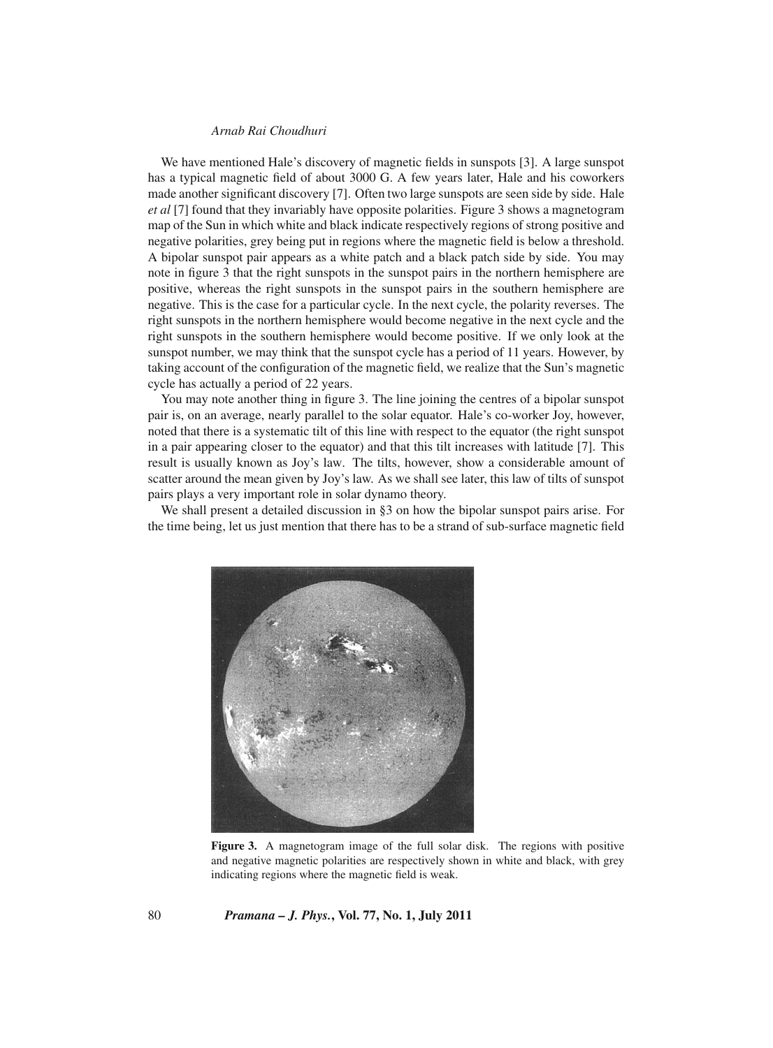We have mentioned Hale's discovery of magnetic fields in sunspots [3]. A large sunspot has a typical magnetic field of about 3000 G. A few years later, Hale and his coworkers made another significant discovery [7]. Often two large sunspots are seen side by side. Hale *et al* [7] found that they invariably have opposite polarities. Figure 3 shows a magnetogram map of the Sun in which white and black indicate respectively regions of strong positive and negative polarities, grey being put in regions where the magnetic field is below a threshold. A bipolar sunspot pair appears as a white patch and a black patch side by side. You may note in figure 3 that the right sunspots in the sunspot pairs in the northern hemisphere are positive, whereas the right sunspots in the sunspot pairs in the southern hemisphere are negative. This is the case for a particular cycle. In the next cycle, the polarity reverses. The right sunspots in the northern hemisphere would become negative in the next cycle and the right sunspots in the southern hemisphere would become positive. If we only look at the sunspot number, we may think that the sunspot cycle has a period of 11 years. However, by taking account of the configuration of the magnetic field, we realize that the Sun's magnetic cycle has actually a period of 22 years.

You may note another thing in figure 3. The line joining the centres of a bipolar sunspot pair is, on an average, nearly parallel to the solar equator. Hale's co-worker Joy, however, noted that there is a systematic tilt of this line with respect to the equator (the right sunspot in a pair appearing closer to the equator) and that this tilt increases with latitude [7]. This result is usually known as Joy's law. The tilts, however, show a considerable amount of scatter around the mean given by Joy's law. As we shall see later, this law of tilts of sunspot pairs plays a very important role in solar dynamo theory.

We shall present a detailed discussion in §3 on how the bipolar sunspot pairs arise. For the time being, let us just mention that there has to be a strand of sub-surface magnetic field

**Figure 3.** A magnetogram image of the full solar disk. The regions with positive and negative magnetic polarities are respectively shown in white and black, with grey indicating regions where the magnetic field is weak.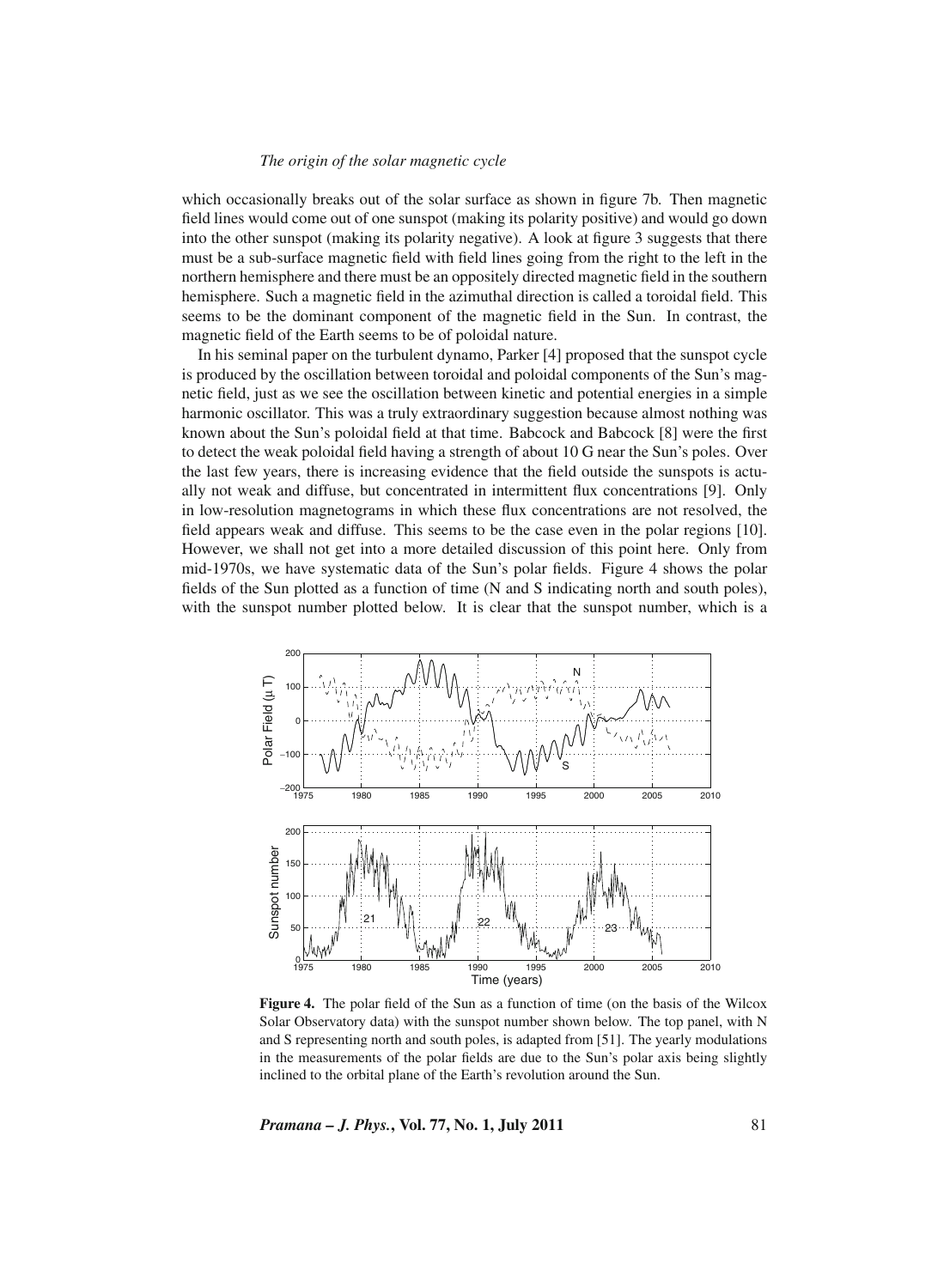which occasionally breaks out of the solar surface as shown in figure 7b. Then magnetic field lines would come out of one sunspot (making its polarity positive) and would go down into the other sunspot (making its polarity negative). A look at figure 3 suggests that there must be a sub-surface magnetic field with field lines going from the right to the left in the northern hemisphere and there must be an oppositely directed magnetic field in the southern hemisphere. Such a magnetic field in the azimuthal direction is called a toroidal field. This seems to be the dominant component of the magnetic field in the Sun. In contrast, the magnetic field of the Earth seems to be of poloidal nature.

In his seminal paper on the turbulent dynamo, Parker [4] proposed that the sunspot cycle is produced by the oscillation between toroidal and poloidal components of the Sun's magnetic field, just as we see the oscillation between kinetic and potential energies in a simple harmonic oscillator. This was a truly extraordinary suggestion because almost nothing was known about the Sun's poloidal field at that time. Babcock and Babcock [8] were the first to detect the weak poloidal field having a strength of about 10 G near the Sun's poles. Over the last few years, there is increasing evidence that the field outside the sunspots is actually not weak and diffuse, but concentrated in intermittent flux concentrations [9]. Only in low-resolution magnetograms in which these flux concentrations are not resolved, the field appears weak and diffuse. This seems to be the case even in the polar regions [10]. However, we shall not get into a more detailed discussion of this point here. Only from mid-1970s, we have systematic data of the Sun's polar fields. Figure 4 shows the polar fields of the Sun plotted as a function of time (N and S indicating north and south poles), with the sunspot number plotted below. It is clear that the sunspot number, which is a

**Figure 4.** The polar field of the Sun as a function of time (on the basis of the Wilcox Solar Observatory data) with the sunspot number shown below. The top panel, with N and S representing north and south poles, is adapted from [51]. The yearly modulations in the measurements of the polar fields are due to the Sun's polar axis being slightly inclined to the orbital plane of the Earth's revolution around the Sun.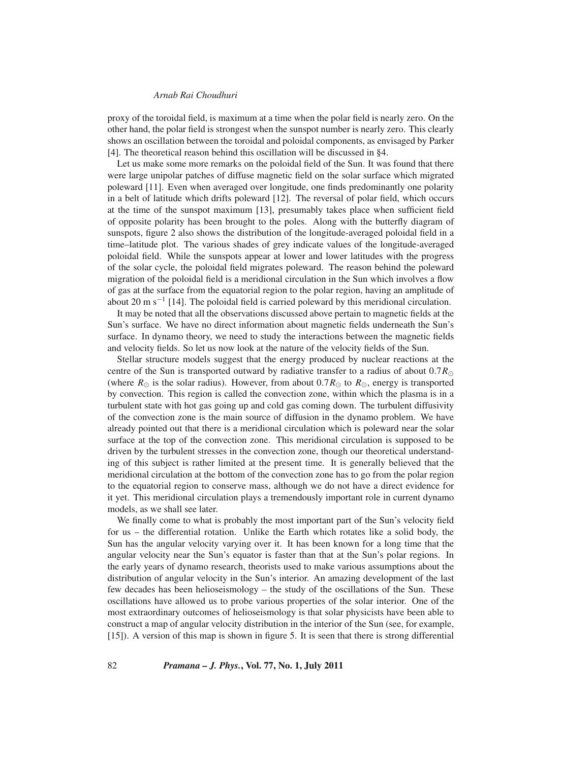proxy of the toroidal field, is maximum at a time when the polar field is nearly zero. On the other hand, the polar field is strongest when the sunspot number is nearly zero. This clearly shows an oscillation between the toroidal and poloidal components, as envisaged by Parker [4]. The theoretical reason behind this oscillation will be discussed in §4.

Let us make some more remarks on the poloidal field of the Sun. It was found that there were large unipolar patches of diffuse magnetic field on the solar surface which migrated poleward [11]. Even when averaged over longitude, one finds predominantly one polarity in a belt of latitude which drifts poleward [12]. The reversal of polar field, which occurs at the time of the sunspot maximum [13], presumably takes place when sufficient field of opposite polarity has been brought to the poles. Along with the butterfly diagram of sunspots, figure 2 also shows the distribution of the longitude-averaged poloidal field in a time–latitude plot. The various shades of grey indicate values of the longitude-averaged poloidal field. While the sunspots appear at lower and lower latitudes with the progress of the solar cycle, the poloidal field migrates poleward. The reason behind the poleward migration of the poloidal field is a meridional circulation in the Sun which involves a flow of gas at the surface from the equatorial region to the polar region, having an amplitude of about 20 m $\mathrm{s}^{-1}$ [14]. The poloidal field is carried poleward by this meridional circulation.

It may be noted that all the observations discussed above pertain to magnetic fields at the Sun's surface. We have no direct information about magnetic fields underneath the Sun's surface. In dynamo theory, we need to study the interactions between the magnetic fields and velocity fields. So let us now look at the nature of the velocity fields of the Sun.

Stellar structure models suggest that the energy produced by nuclear reactions at the centre of the Sun is transported outward by radiative transfer to a radius of about $0.7R_{\odot}$ (where $R_{\odot}$ is the solar radius). However, from about $0.7R_{\odot}$ to $R_{\odot}$, energy is transported by convection. This region is called the convection zone, within which the plasma is in a turbulent state with hot gas going up and cold gas coming down. The turbulent diffusivity of the convection zone is the main source of diffusion in the dynamo problem. We have already pointed out that there is a meridional circulation which is poleward near the solar surface at the top of the convection zone. This meridional circulation is supposed to be driven by the turbulent stresses in the convection zone, though our theoretical understanding of this subject is rather limited at the present time. It is generally believed that the meridional circulation at the bottom of the convection zone has to go from the polar region to the equatorial region to conserve mass, although we do not have a direct evidence for it yet. This meridional circulation plays a tremendously important role in current dynamo models, as we shall see later.

We finally come to what is probably the most important part of the Sun's velocity field for us – the differential rotation. Unlike the Earth which rotates like a solid body, the Sun has the angular velocity varying over it. It has been known for a long time that the angular velocity near the Sun's equator is faster than that at the Sun's polar regions. In the early years of dynamo research, theorists used to make various assumptions about the distribution of angular velocity in the Sun's interior. An amazing development of the last few decades has been helioseismology – the study of the oscillations of the Sun. These oscillations have allowed us to probe various properties of the solar interior. One of the most extraordinary outcomes of helioseismology is that solar physicists have been able to construct a map of angular velocity distribution in the interior of the Sun (see, for example, [15]). A version of this map is shown in figure 5. It is seen that there is strong differential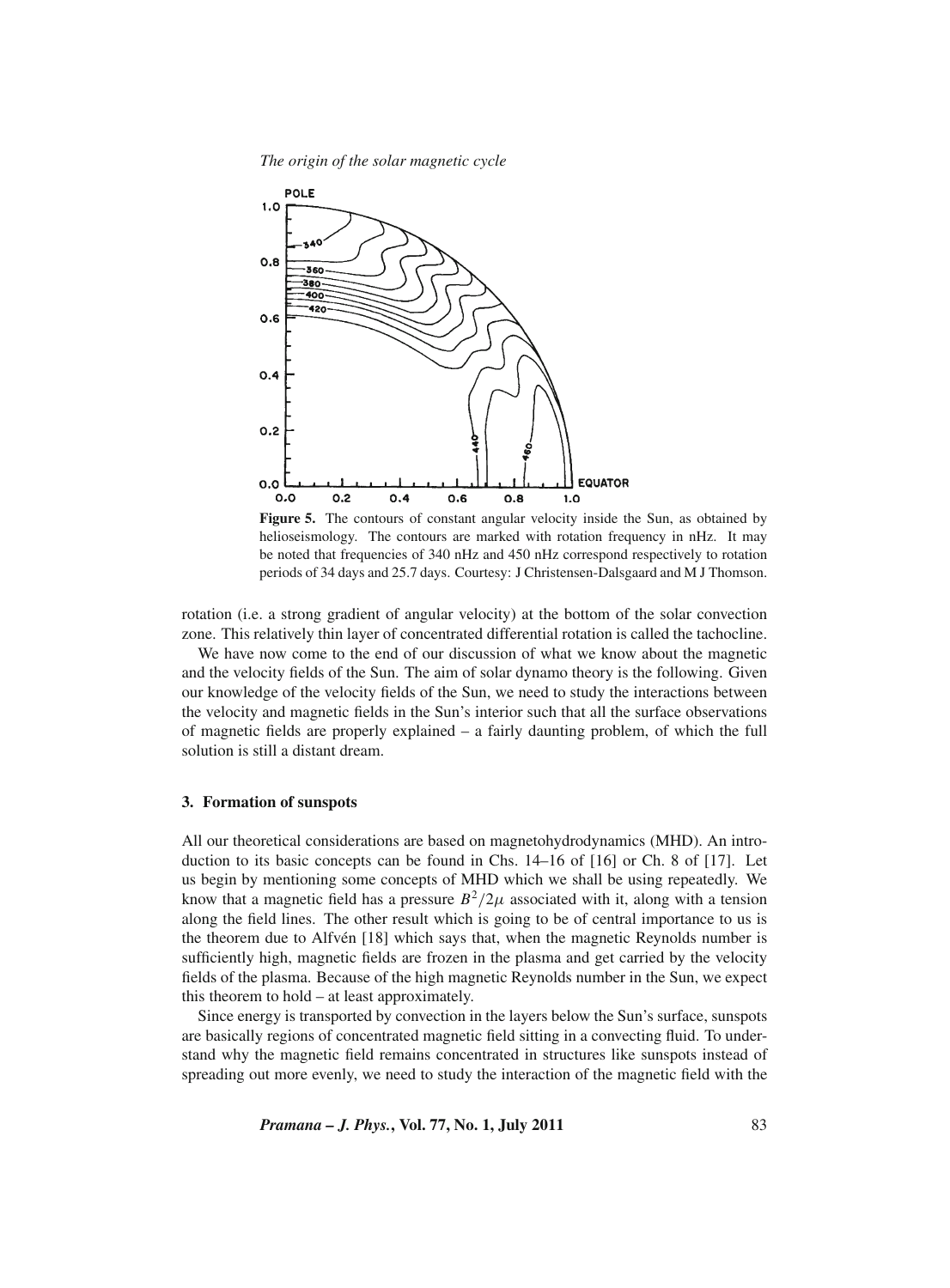**Figure 5.** The contours of constant angular velocity inside the Sun, as obtained by helioseismology. The contours are marked with rotation frequency in nHz. It may be noted that frequencies of 340 nHz and 450 nHz correspond respectively to rotation periods of 34 days and 25.7 days. Courtesy: J Christensen-Dalsgaard and M J Thomson.

rotation (i.e. a strong gradient of angular velocity) at the bottom of the solar convection zone. This relatively thin layer of concentrated differential rotation is called the tachocline.

We have now come to the end of our discussion of what we know about the magnetic and the velocity fields of the Sun. The aim of solar dynamo theory is the following. Given our knowledge of the velocity fields of the Sun, we need to study the interactions between the velocity and magnetic fields in the Sun's interior such that all the surface observations of magnetic fields are properly explained – a fairly daunting problem, of which the full solution is still a distant dream.

## 3. Formation of sunspots

All our theoretical considerations are based on magnetohydrodynamics (MHD). An introduction to its basic concepts can be found in Chs. 14–16 of [16] or Ch. 8 of [17]. Let us begin by mentioning some concepts of MHD which we shall be using repeatedly. We know that a magnetic field has a pressure $B^2/2\mu$ associated with it, along with a tension along the field lines. The other result which is going to be of central importance to us is the theorem due to Alfvén [18] which says that, when the magnetic Reynolds number is sufficiently high, magnetic fields are frozen in the plasma and get carried by the velocity fields of the plasma. Because of the high magnetic Reynolds number in the Sun, we expect this theorem to hold – at least approximately.

Since energy is transported by convection in the layers below the Sun's surface, sunspots are basically regions of concentrated magnetic field sitting in a convecting fluid. To understand why the magnetic field remains concentrated in structures like sunspots instead of spreading out more evenly, we need to study the interaction of the magnetic field with the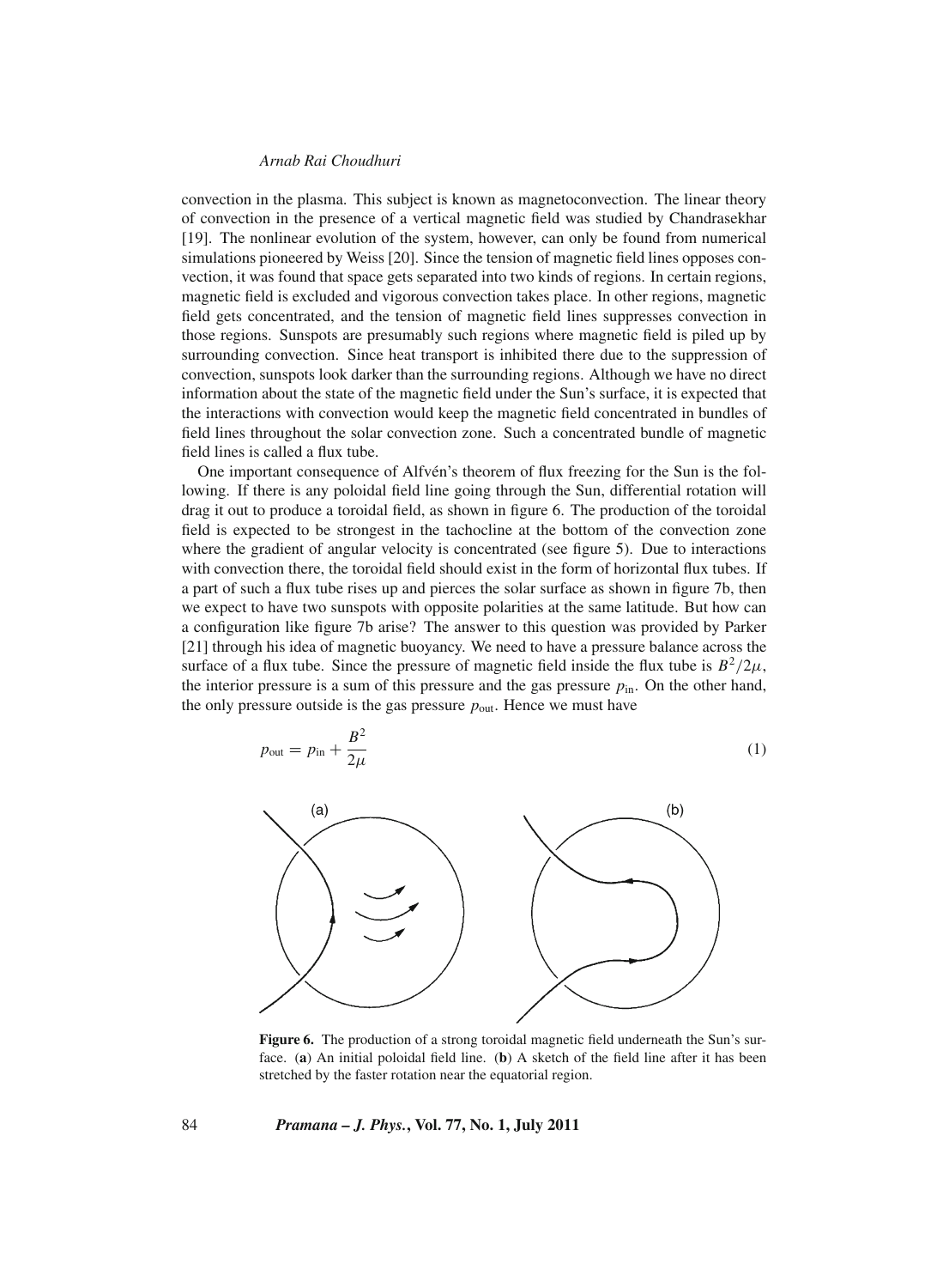convection in the plasma. This subject is known as magnetoconvection. The linear theory of convection in the presence of a vertical magnetic field was studied by Chandrasekhar [19]. The nonlinear evolution of the system, however, can only be found from numerical simulations pioneered by Weiss [20]. Since the tension of magnetic field lines opposes convection, it was found that space gets separated into two kinds of regions. In certain regions, magnetic field is excluded and vigorous convection takes place. In other regions, magnetic field gets concentrated, and the tension of magnetic field lines suppresses convection in those regions. Sunspots are presumably such regions where magnetic field is piled up by surrounding convection. Since heat transport is inhibited there due to the suppression of convection, sunspots look darker than the surrounding regions. Although we have no direct information about the state of the magnetic field under the Sun's surface, it is expected that the interactions with convection would keep the magnetic field concentrated in bundles of field lines throughout the solar convection zone. Such a concentrated bundle of magnetic field lines is called a flux tube.

One important consequence of Alfvén's theorem of flux freezing for the Sun is the following. If there is any poloidal field line going through the Sun, differential rotation will drag it out to produce a toroidal field, as shown in figure 6. The production of the toroidal field is expected to be strongest in the tachocline at the bottom of the convection zone where the gradient of angular velocity is concentrated (see figure 5). Due to interactions with convection there, the toroidal field should exist in the form of horizontal flux tubes. If a part of such a flux tube rises up and pierces the solar surface as shown in figure 7b, then we expect to have two sunspots with opposite polarities at the same latitude. But how can a configuration like figure 7b arise? The answer to this question was provided by Parker [21] through his idea of magnetic buoyancy. We need to have a pressure balance across the surface of a flux tube. Since the pressure of magnetic field inside the flux tube is $B^2/2\mu$, the interior pressure is a sum of this pressure and the gas pressure $p_{\text{in}}$. On the other hand, the only pressure outside is the gas pressure $p_{\text{out}}$. Hence we must have

$$p_{\text{out}} = p_{\text{in}} + \frac{B^2}{2\mu} \tag{1}$$

**Figure 6.** The production of a strong toroidal magnetic field underneath the Sun's surface. (**a**) An initial poloidal field line. (**b**) A sketch of the field line after it has been stretched by the faster rotation near the equatorial region.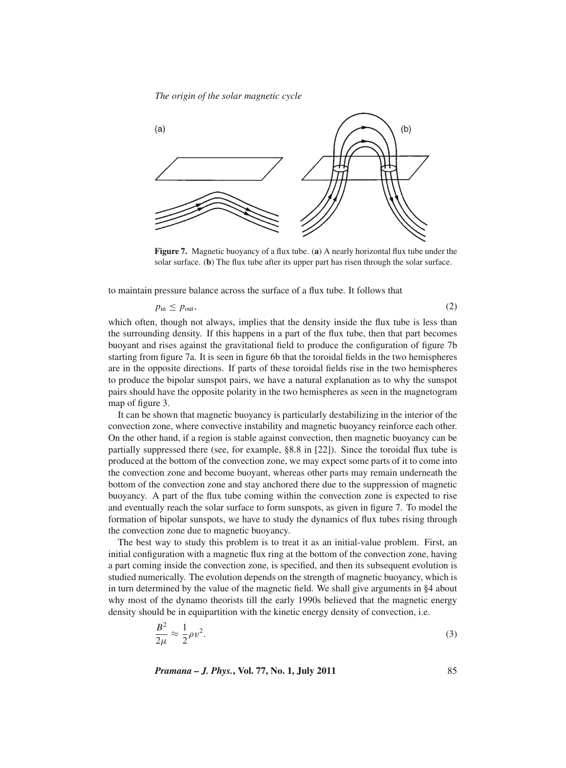**Figure 7.** Magnetic buoyancy of a flux tube. (**a**) A nearly horizontal flux tube under the solar surface. (**b**) The flux tube after its upper part has risen through the solar surface.

to maintain pressure balance across the surface of a flux tube. It follows that

$$p_{\text{in}} \leq p_{\text{out}}, \tag{2}$$

which often, though not always, implies that the density inside the flux tube is less than the surrounding density. If this happens in a part of the flux tube, then that part becomes buoyant and rises against the gravitational field to produce the configuration of figure 7b starting from figure 7a. It is seen in figure 6b that the toroidal fields in the two hemispheres are in the opposite directions. If parts of these toroidal fields rise in the two hemispheres to produce the bipolar sunspot pairs, we have a natural explanation as to why the sunspot pairs should have the opposite polarity in the two hemispheres as seen in the magnetogram map of figure 3.

It can be shown that magnetic buoyancy is particularly destabilizing in the interior of the convection zone, where convective instability and magnetic buoyancy reinforce each other. On the other hand, if a region is stable against convection, then magnetic buoyancy can be partially suppressed there (see, for example, §8.8 in [22]). Since the toroidal flux tube is produced at the bottom of the convection zone, we may expect some parts of it to come into the convection zone and become buoyant, whereas other parts may remain underneath the bottom of the convection zone and stay anchored there due to the suppression of magnetic buoyancy. A part of the flux tube coming within the convection zone is expected to rise and eventually reach the solar surface to form sunspots, as given in figure 7. To model the formation of bipolar sunspots, we have to study the dynamics of flux tubes rising through the convection zone due to magnetic buoyancy.

The best way to study this problem is to treat it as an initial-value problem. First, an initial configuration with a magnetic flux ring at the bottom of the convection zone, having a part coming inside the convection zone, is specified, and then its subsequent evolution is studied numerically. The evolution depends on the strength of magnetic buoyancy, which is in turn determined by the value of the magnetic field. We shall give arguments in §4 about why most of the dynamo theorists till the early 1990s believed that the magnetic energy density should be in equipartition with the kinetic energy density of convection, i.e.

$$\frac{B^2}{2\mu} \approx \frac{1}{2}\rho v^2. \tag{3}$$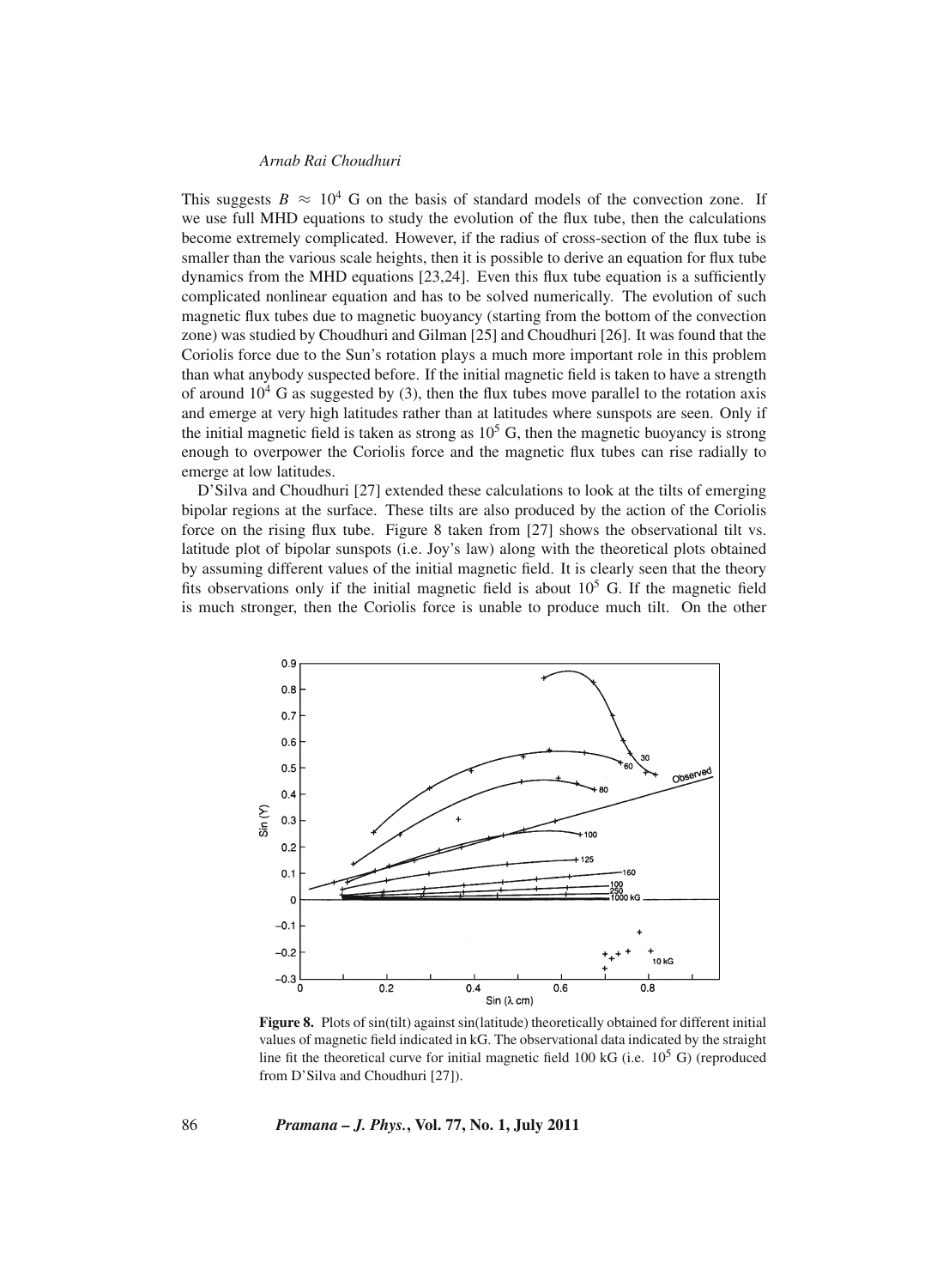This suggests $B \approx 10^4$ G on the basis of standard models of the convection zone. If we use full MHD equations to study the evolution of the flux tube, then the calculations become extremely complicated. However, if the radius of cross-section of the flux tube is smaller than the various scale heights, then it is possible to derive an equation for flux tube dynamics from the MHD equations [23,24]. Even this flux tube equation is a sufficiently complicated nonlinear equation and has to be solved numerically. The evolution of such magnetic flux tubes due to magnetic buoyancy (starting from the bottom of the convection zone) was studied by Choudhuri and Gilman [25] and Choudhuri [26]. It was found that the Coriolis force due to the Sun's rotation plays a much more important role in this problem than what anybody suspected before. If the initial magnetic field is taken to have a strength of around $10^4$ G as suggested by (3), then the flux tubes move parallel to the rotation axis and emerge at very high latitudes rather than at latitudes where sunspots are seen. Only if the initial magnetic field is taken as strong as $10^5$ G, then the magnetic buoyancy is strong enough to overpower the Coriolis force and the magnetic flux tubes can rise radially to emerge at low latitudes.

D'Silva and Choudhuri [27] extended these calculations to look at the tilts of emerging bipolar regions at the surface. These tilts are also produced by the action of the Coriolis force on the rising flux tube. Figure 8 taken from [27] shows the observational tilt vs. latitude plot of bipolar sunspots (i.e. Joy's law) along with the theoretical plots obtained by assuming different values of the initial magnetic field. It is clearly seen that the theory fits observations only if the initial magnetic field is about $10^5$ G. If the magnetic field is much stronger, then the Coriolis force is unable to produce much tilt. On the other

**Figure 8.** Plots of sin(tilt) against sin(latitude) theoretically obtained for different initial values of magnetic field indicated in kG. The observational data indicated by the straight line fit the theoretical curve for initial magnetic field 100 kG (i.e. $10^5$ G) (reproduced from D'Silva and Choudhuri [27]).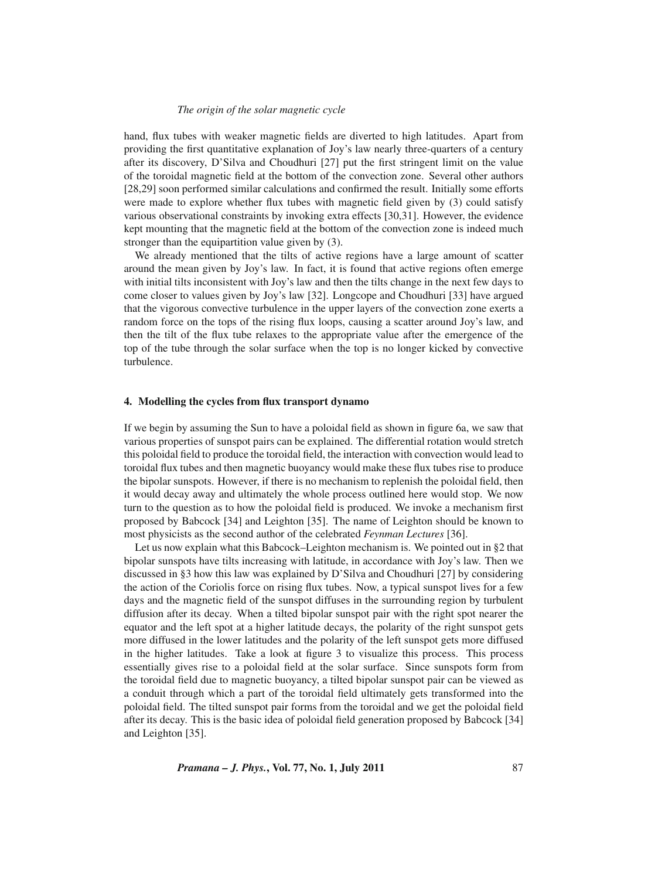hand, flux tubes with weaker magnetic fields are diverted to high latitudes. Apart from providing the first quantitative explanation of Joy's law nearly three-quarters of a century after its discovery, D'Silva and Choudhuri [27] put the first stringent limit on the value of the toroidal magnetic field at the bottom of the convection zone. Several other authors [28,29] soon performed similar calculations and confirmed the result. Initially some efforts were made to explore whether flux tubes with magnetic field given by (3) could satisfy various observational constraints by invoking extra effects [30,31]. However, the evidence kept mounting that the magnetic field at the bottom of the convection zone is indeed much stronger than the equipartition value given by (3).

We already mentioned that the tilts of active regions have a large amount of scatter around the mean given by Joy's law. In fact, it is found that active regions often emerge with initial tilts inconsistent with Joy's law and then the tilts change in the next few days to come closer to values given by Joy's law [32]. Longcope and Choudhuri [33] have argued that the vigorous convective turbulence in the upper layers of the convection zone exerts a random force on the tops of the rising flux loops, causing a scatter around Joy's law, and then the tilt of the flux tube relaxes to the appropriate value after the emergence of the top of the tube through the solar surface when the top is no longer kicked by convective turbulence.

## 4. Modelling the cycles from flux transport dynamo

If we begin by assuming the Sun to have a poloidal field as shown in figure 6a, we saw that various properties of sunspot pairs can be explained. The differential rotation would stretch this poloidal field to produce the toroidal field, the interaction with convection would lead to toroidal flux tubes and then magnetic buoyancy would make these flux tubes rise to produce the bipolar sunspots. However, if there is no mechanism to replenish the poloidal field, then it would decay away and ultimately the whole process outlined here would stop. We now turn to the question as to how the poloidal field is produced. We invoke a mechanism first proposed by Babcock [34] and Leighton [35]. The name of Leighton should be known to most physicists as the second author of the celebrated *Feynman Lectures* [36].

Let us now explain what this Babcock–Leighton mechanism is. We pointed out in §2 that bipolar sunspots have tilts increasing with latitude, in accordance with Joy's law. Then we discussed in §3 how this law was explained by D'Silva and Choudhuri [27] by considering the action of the Coriolis force on rising flux tubes. Now, a typical sunspot lives for a few days and the magnetic field of the sunspot diffuses in the surrounding region by turbulent diffusion after its decay. When a tilted bipolar sunspot pair with the right spot nearer the equator and the left spot at a higher latitude decays, the polarity of the right sunspot gets more diffused in the lower latitudes and the polarity of the left sunspot gets more diffused in the higher latitudes. Take a look at figure 3 to visualize this process. This process essentially gives rise to a poloidal field at the solar surface. Since sunspots form from the toroidal field due to magnetic buoyancy, a tilted bipolar sunspot pair can be viewed as a conduit through which a part of the toroidal field ultimately gets transformed into the poloidal field. The tilted sunspot pair forms from the toroidal and we get the poloidal field after its decay. This is the basic idea of poloidal field generation proposed by Babcock [34] and Leighton [35].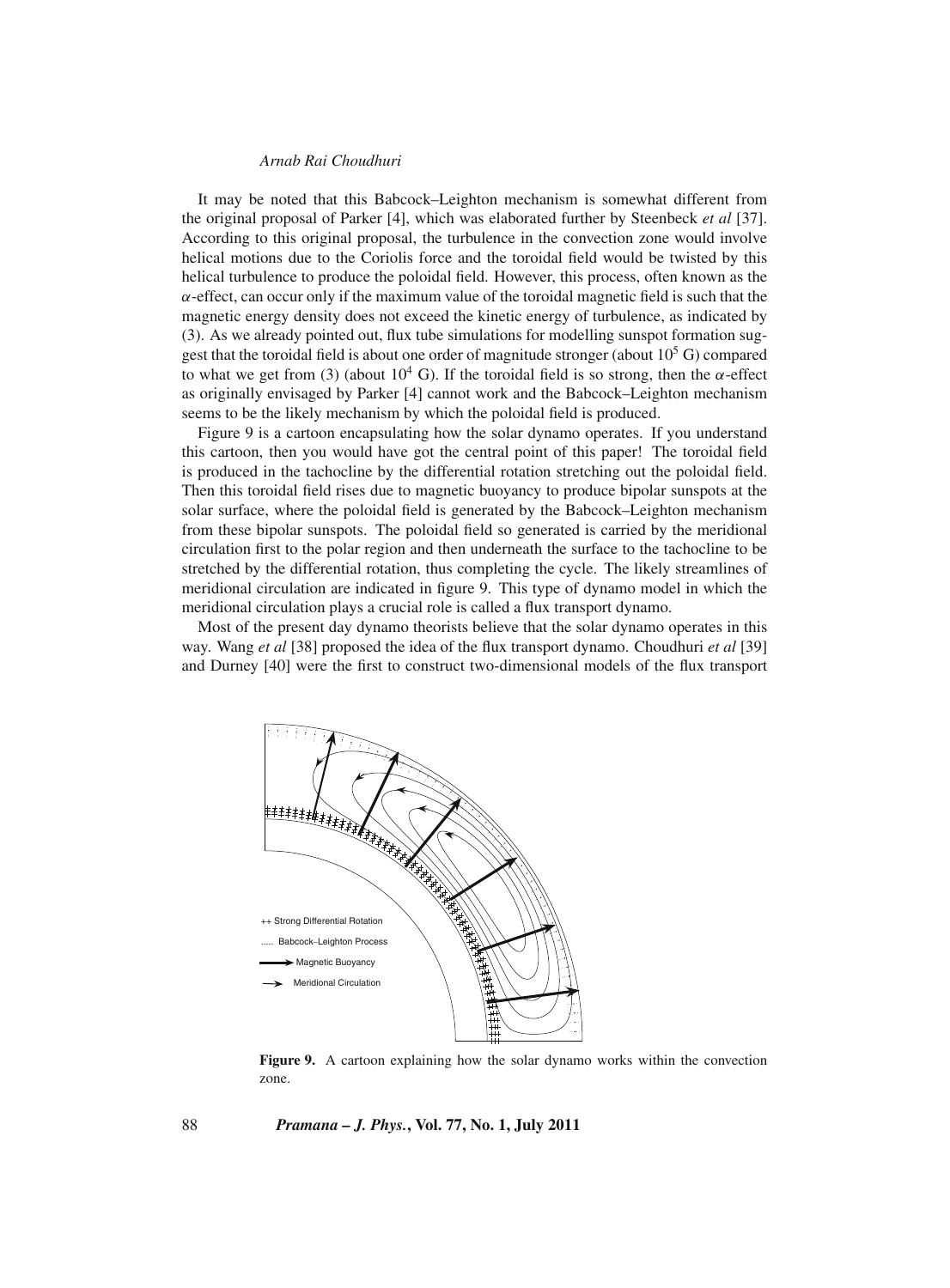It may be noted that this Babcock–Leighton mechanism is somewhat different from the original proposal of Parker [4], which was elaborated further by Steenbeck *et al* [37]. According to this original proposal, the turbulence in the convection zone would involve helical motions due to the Coriolis force and the toroidal field would be twisted by this helical turbulence to produce the poloidal field. However, this process, often known as the $\alpha$-effect, can occur only if the maximum value of the toroidal magnetic field is such that the magnetic energy density does not exceed the kinetic energy of turbulence, as indicated by (3). As we already pointed out, flux tube simulations for modelling sunspot formation suggest that the toroidal field is about one order of magnitude stronger (about $10^5$ G) compared to what we get from (3) (about $10^4$ G). If the toroidal field is so strong, then the $\alpha$-effect as originally envisaged by Parker [4] cannot work and the Babcock–Leighton mechanism seems to be the likely mechanism by which the poloidal field is produced.

Figure 9 is a cartoon encapsulating how the solar dynamo operates. If you understand this cartoon, then you would have got the central point of this paper! The toroidal field is produced in the tachocline by the differential rotation stretching out the poloidal field. Then this toroidal field rises due to magnetic buoyancy to produce bipolar sunspots at the solar surface, where the poloidal field is generated by the Babcock–Leighton mechanism from these bipolar sunspots. The poloidal field so generated is carried by the meridional circulation first to the polar region and then underneath the surface to the tachocline to be stretched by the differential rotation, thus completing the cycle. The likely streamlines of meridional circulation are indicated in figure 9. This type of dynamo model in which the meridional circulation plays a crucial role is called a flux transport dynamo.

Most of the present day dynamo theorists believe that the solar dynamo operates in this way. Wang *et al* [38] proposed the idea of the flux transport dynamo. Choudhuri *et al* [39] and Durney [40] were the first to construct two-dimensional models of the flux transport

**Figure 9.** A cartoon explaining how the solar dynamo works within the convection zone.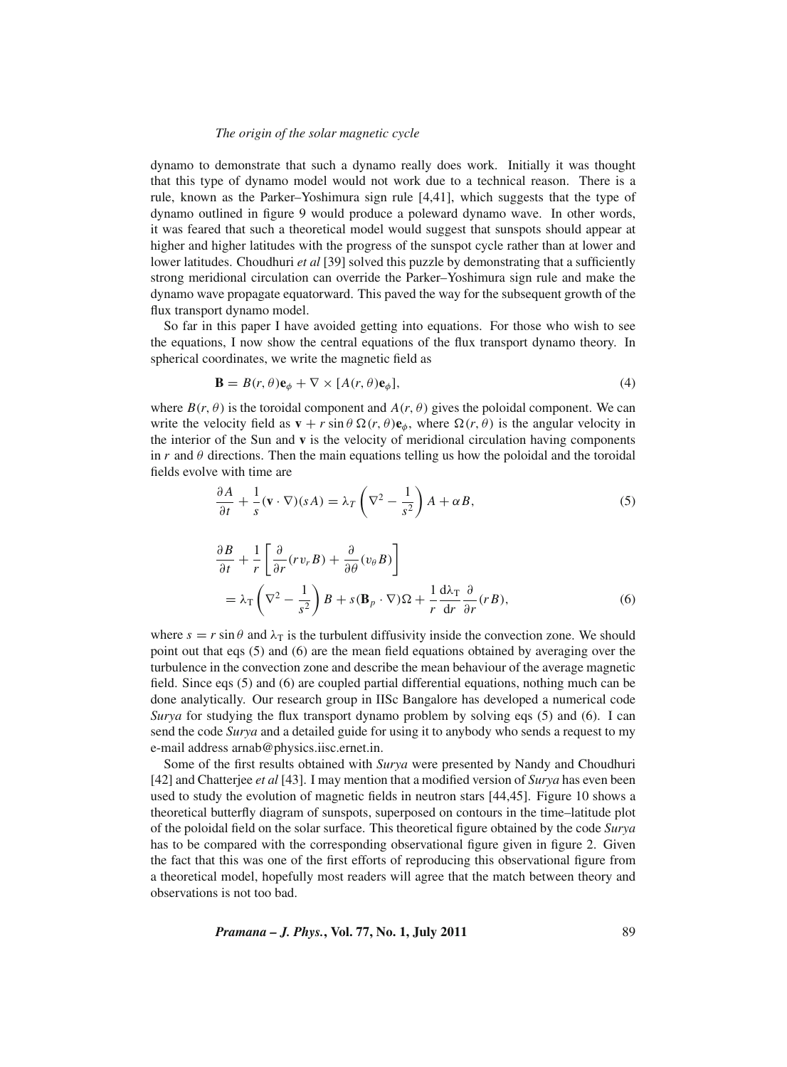dynamo to demonstrate that such a dynamo really does work. Initially it was thought that this type of dynamo model would not work due to a technical reason. There is a rule, known as the Parker–Yoshimura sign rule [4,41], which suggests that the type of dynamo outlined in figure 9 would produce a poleward dynamo wave. In other words, it was feared that such a theoretical model would suggest that sunspots should appear at higher and higher latitudes with the progress of the sunspot cycle rather than at lower and lower latitudes. Choudhuri *et al* [39] solved this puzzle by demonstrating that a sufficiently strong meridional circulation can override the Parker–Yoshimura sign rule and make the dynamo wave propagate equatorward. This paved the way for the subsequent growth of the flux transport dynamo model.

So far in this paper I have avoided getting into equations. For those who wish to see the equations, I now show the central equations of the flux transport dynamo theory. In spherical coordinates, we write the magnetic field as

$$\mathbf{B} = B(r,\theta)\mathbf{e}_\phi + \nabla \times [A(r,\theta)\mathbf{e}_\phi], \tag{4}$$

where $B(r,\theta)$ is the toroidal component and $A(r,\theta)$ gives the poloidal component. We can write the velocity field as $\mathbf{v} + r\sin\theta\,\Omega(r,\theta)\mathbf{e}_\phi$, where $\Omega(r,\theta)$ is the angular velocity in the interior of the Sun and $\mathbf{v}$ is the velocity of meridional circulation having components in $r$ and $\theta$ directions. Then the main equations telling us how the poloidal and the toroidal fields evolve with time are

$$\frac{\partial A}{\partial t} + \frac{1}{s}(\mathbf{v}\cdot\nabla)(sA) = \lambda_T\left(\nabla^2 - \frac{1}{s^2}\right)A + \alpha B, \tag{5}$$

$$\frac{\partial B}{\partial t} + \frac{1}{r}\left[\frac{\partial}{\partial r}(r v_r B) + \frac{\partial}{\partial \theta}(v_\theta B)\right] = \lambda_{\mathrm{T}}\left(\nabla^2 - \frac{1}{s^2}\right)B + s(\mathbf{B}_p\cdot\nabla)\Omega + \frac{1}{r}\frac{\mathrm{d}\lambda_{\mathrm{T}}}{\mathrm{d}r}\frac{\partial}{\partial r}(rB), \tag{6}$$

where $s = r\sin\theta$ and $\lambda_{\mathrm{T}}$ is the turbulent diffusivity inside the convection zone. We should point out that eqs (5) and (6) are the mean field equations obtained by averaging over the turbulence in the convection zone and describe the mean behaviour of the average magnetic field. Since eqs (5) and (6) are coupled partial differential equations, nothing much can be done analytically. Our research group in IISc Bangalore has developed a numerical code *Surya* for studying the flux transport dynamo problem by solving eqs (5) and (6). I can send the code *Surya* and a detailed guide for using it to anybody who sends a request to my e-mail address arnab@physics.iisc.ernet.in.

Some of the first results obtained with *Surya* were presented by Nandy and Choudhuri [42] and Chatterjee *et al* [43]. I may mention that a modified version of *Surya* has even been used to study the evolution of magnetic fields in neutron stars [44,45]. Figure 10 shows a theoretical butterfly diagram of sunspots, superposed on contours in the time–latitude plot of the poloidal field on the solar surface. This theoretical figure obtained by the code *Surya* has to be compared with the corresponding observational figure given in figure 2. Given the fact that this was one of the first efforts of reproducing this observational figure from a theoretical model, hopefully most readers will agree that the match between theory and observations is not too bad.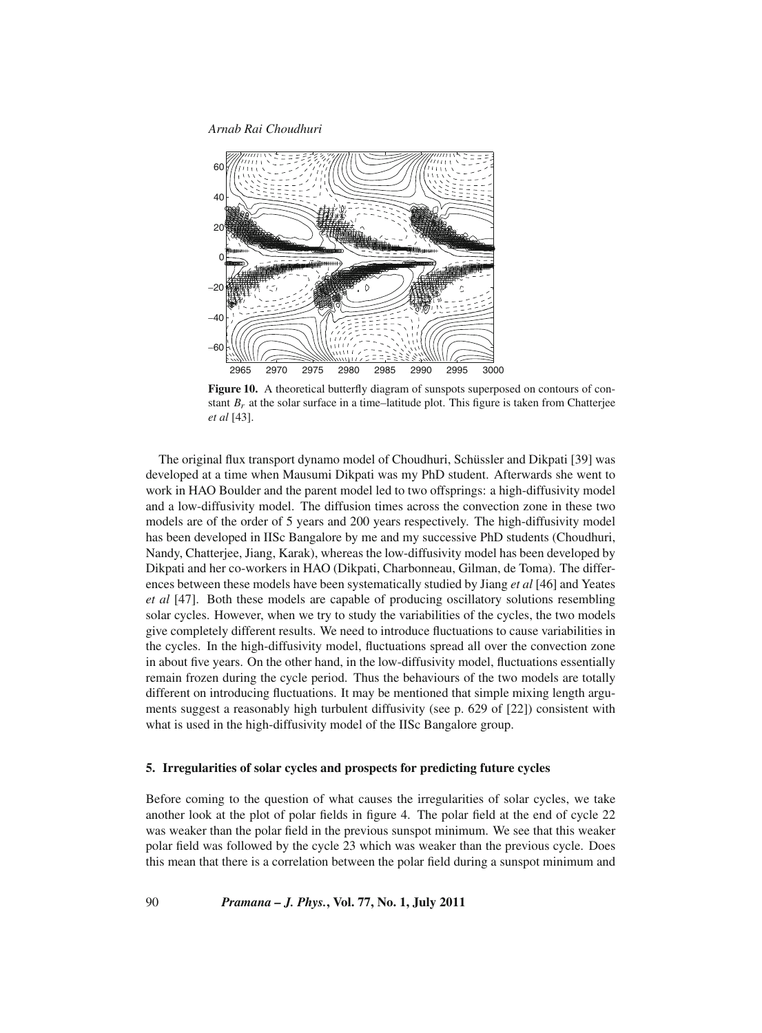**Figure 10.** A theoretical butterfly diagram of sunspots superposed on contours of constant $B_r$ at the solar surface in a time–latitude plot. This figure is taken from Chatterjee *et al* [43].

The original flux transport dynamo model of Choudhuri, Schüssler and Dikpati [39] was developed at a time when Mausumi Dikpati was my PhD student. Afterwards she went to work in HAO Boulder and the parent model led to two offsprings: a high-diffusivity model and a low-diffusivity model. The diffusion times across the convection zone in these two models are of the order of 5 years and 200 years respectively. The high-diffusivity model has been developed in IISc Bangalore by me and my successive PhD students (Choudhuri, Nandy, Chatterjee, Jiang, Karak), whereas the low-diffusivity model has been developed by Dikpati and her co-workers in HAO (Dikpati, Charbonneau, Gilman, de Toma). The differences between these models have been systematically studied by Jiang *et al* [46] and Yeates *et al* [47]. Both these models are capable of producing oscillatory solutions resembling solar cycles. However, when we try to study the variabilities of the cycles, the two models give completely different results. We need to introduce fluctuations to cause variabilities in the cycles. In the high-diffusivity model, fluctuations spread all over the convection zone in about five years. On the other hand, in the low-diffusivity model, fluctuations essentially remain frozen during the cycle period. Thus the behaviours of the two models are totally different on introducing fluctuations. It may be mentioned that simple mixing length arguments suggest a reasonably high turbulent diffusivity (see p. 629 of [22]) consistent with what is used in the high-diffusivity model of the IISc Bangalore group.

## 5. Irregularities of solar cycles and prospects for predicting future cycles

Before coming to the question of what causes the irregularities of solar cycles, we take another look at the plot of polar fields in figure 4. The polar field at the end of cycle 22 was weaker than the polar field in the previous sunspot minimum. We see that this weaker polar field was followed by the cycle 23 which was weaker than the previous cycle. Does this mean that there is a correlation between the polar field during a sunspot minimum and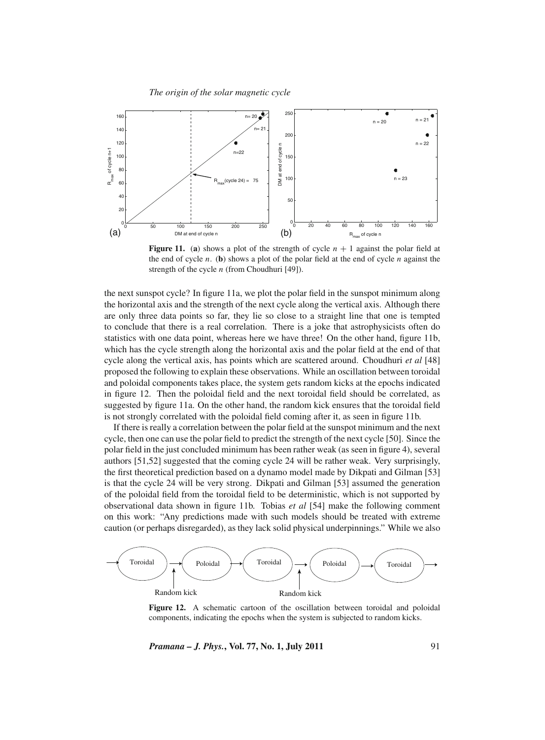**Figure 11.** (**a**) shows a plot of the strength of cycle $n + 1$ against the polar field at the end of cycle $n$. (**b**) shows a plot of the polar field at the end of cycle $n$ against the strength of the cycle $n$ (from Choudhuri [49]).

the next sunspot cycle? In figure 11a, we plot the polar field in the sunspot minimum along the horizontal axis and the strength of the next cycle along the vertical axis. Although there are only three data points so far, they lie so close to a straight line that one is tempted to conclude that there is a real correlation. There is a joke that astrophysicists often do statistics with one data point, whereas here we have three! On the other hand, figure 11b, which has the cycle strength along the horizontal axis and the polar field at the end of that cycle along the vertical axis, has points which are scattered around. Choudhuri *et al* [48] proposed the following to explain these observations. While an oscillation between toroidal and poloidal components takes place, the system gets random kicks at the epochs indicated in figure 12. Then the poloidal field and the next toroidal field should be correlated, as suggested by figure 11a. On the other hand, the random kick ensures that the toroidal field is not strongly correlated with the poloidal field coming after it, as seen in figure 11b.

If there is really a correlation between the polar field at the sunspot minimum and the next cycle, then one can use the polar field to predict the strength of the next cycle [50]. Since the polar field in the just concluded minimum has been rather weak (as seen in figure 4), several authors [51,52] suggested that the coming cycle 24 will be rather weak. Very surprisingly, the first theoretical prediction based on a dynamo model made by Dikpati and Gilman [53] is that the cycle 24 will be very strong. Dikpati and Gilman [53] assumed the generation of the poloidal field from the toroidal field to be deterministic, which is not supported by observational data shown in figure 11b. Tobias *et al* [54] make the following comment on this work: "Any predictions made with such models should be treated with extreme caution (or perhaps disregarded), as they lack solid physical underpinnings." While we also

**Figure 12.** A schematic cartoon of the oscillation between toroidal and poloidal components, indicating the epochs when the system is subjected to random kicks.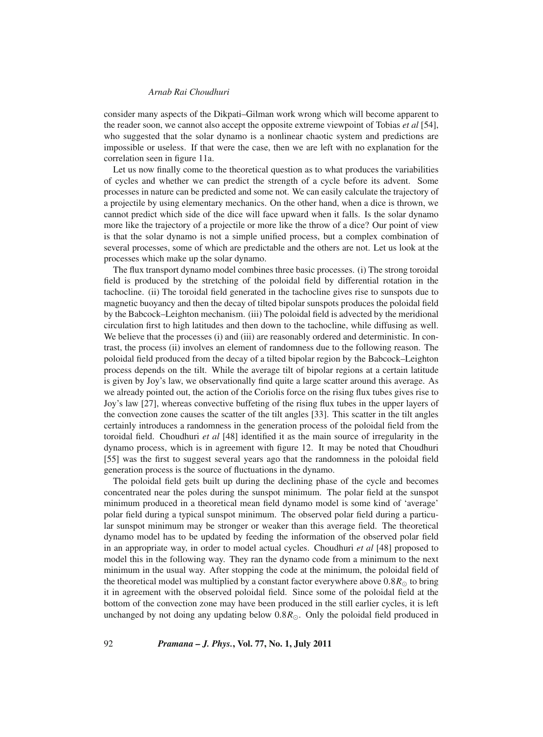consider many aspects of the Dikpati–Gilman work wrong which will become apparent to the reader soon, we cannot also accept the opposite extreme viewpoint of Tobias *et al* [54], who suggested that the solar dynamo is a nonlinear chaotic system and predictions are impossible or useless. If that were the case, then we are left with no explanation for the correlation seen in figure 11a.

Let us now finally come to the theoretical question as to what produces the variabilities of cycles and whether we can predict the strength of a cycle before its advent. Some processes in nature can be predicted and some not. We can easily calculate the trajectory of a projectile by using elementary mechanics. On the other hand, when a dice is thrown, we cannot predict which side of the dice will face upward when it falls. Is the solar dynamo more like the trajectory of a projectile or more like the throw of a dice? Our point of view is that the solar dynamo is not a simple unified process, but a complex combination of several processes, some of which are predictable and the others are not. Let us look at the processes which make up the solar dynamo.

The flux transport dynamo model combines three basic processes. (i) The strong toroidal field is produced by the stretching of the poloidal field by differential rotation in the tachocline. (ii) The toroidal field generated in the tachocline gives rise to sunspots due to magnetic buoyancy and then the decay of tilted bipolar sunspots produces the poloidal field by the Babcock–Leighton mechanism. (iii) The poloidal field is advected by the meridional circulation first to high latitudes and then down to the tachocline, while diffusing as well. We believe that the processes (i) and (iii) are reasonably ordered and deterministic. In contrast, the process (ii) involves an element of randomness due to the following reason. The poloidal field produced from the decay of a tilted bipolar region by the Babcock–Leighton process depends on the tilt. While the average tilt of bipolar regions at a certain latitude is given by Joy's law, we observationally find quite a large scatter around this average. As we already pointed out, the action of the Coriolis force on the rising flux tubes gives rise to Joy's law [27], whereas convective buffeting of the rising flux tubes in the upper layers of the convection zone causes the scatter of the tilt angles [33]. This scatter in the tilt angles certainly introduces a randomness in the generation process of the poloidal field from the toroidal field. Choudhuri *et al* [48] identified it as the main source of irregularity in the dynamo process, which is in agreement with figure 12. It may be noted that Choudhuri [55] was the first to suggest several years ago that the randomness in the poloidal field generation process is the source of fluctuations in the dynamo.

The poloidal field gets built up during the declining phase of the cycle and becomes concentrated near the poles during the sunspot minimum. The polar field at the sunspot minimum produced in a theoretical mean field dynamo model is some kind of 'average' polar field during a typical sunspot minimum. The observed polar field during a particular sunspot minimum may be stronger or weaker than this average field. The theoretical dynamo model has to be updated by feeding the information of the observed polar field in an appropriate way, in order to model actual cycles. Choudhuri *et al* [48] proposed to model this in the following way. They ran the dynamo code from a minimum to the next minimum in the usual way. After stopping the code at the minimum, the poloidal field of the theoretical model was multiplied by a constant factor everywhere above $0.8R_{\odot}$ to bring it in agreement with the observed poloidal field. Since some of the poloidal field at the bottom of the convection zone may have been produced in the still earlier cycles, it is left unchanged by not doing any updating below $0.8R_{\odot}$. Only the poloidal field produced in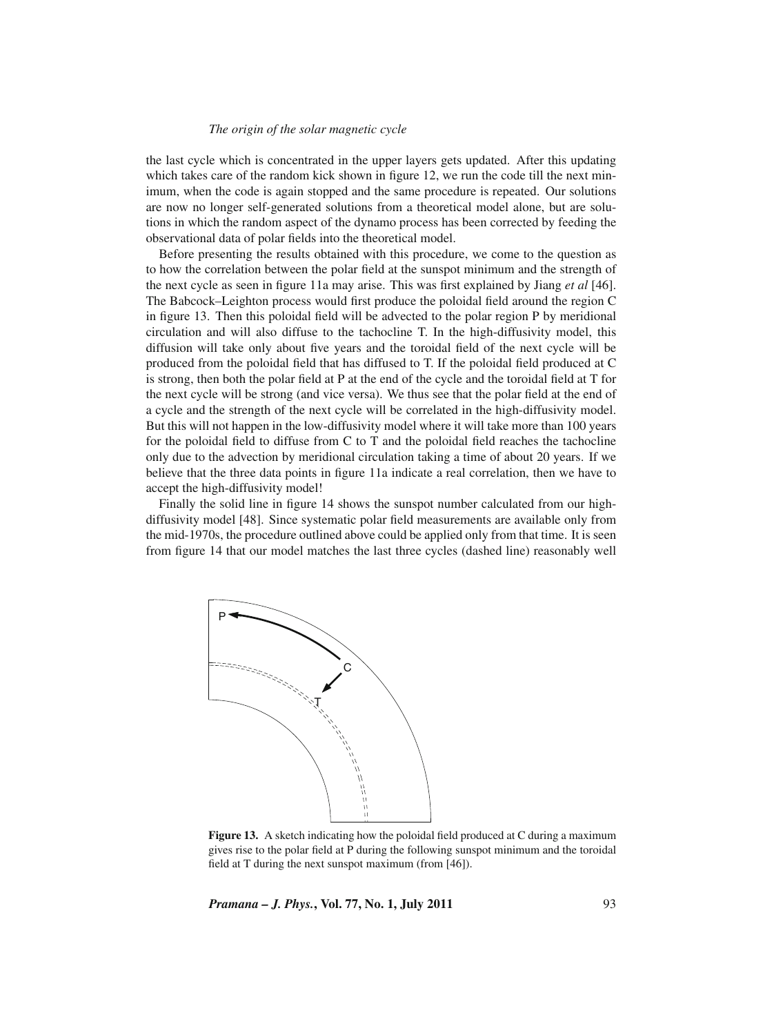the last cycle which is concentrated in the upper layers gets updated. After this updating which takes care of the random kick shown in figure 12, we run the code till the next minimum, when the code is again stopped and the same procedure is repeated. Our solutions are now no longer self-generated solutions from a theoretical model alone, but are solutions in which the random aspect of the dynamo process has been corrected by feeding the observational data of polar fields into the theoretical model.

Before presenting the results obtained with this procedure, we come to the question as to how the correlation between the polar field at the sunspot minimum and the strength of the next cycle as seen in figure 11a may arise. This was first explained by Jiang *et al* [46]. The Babcock–Leighton process would first produce the poloidal field around the region C in figure 13. Then this poloidal field will be advected to the polar region P by meridional circulation and will also diffuse to the tachocline T. In the high-diffusivity model, this diffusion will take only about five years and the toroidal field of the next cycle will be produced from the poloidal field that has diffused to T. If the poloidal field produced at C is strong, then both the polar field at P at the end of the cycle and the toroidal field at T for the next cycle will be strong (and vice versa). We thus see that the polar field at the end of a cycle and the strength of the next cycle will be correlated in the high-diffusivity model. But this will not happen in the low-diffusivity model where it will take more than 100 years for the poloidal field to diffuse from C to T and the poloidal field reaches the tachocline only due to the advection by meridional circulation taking a time of about 20 years. If we believe that the three data points in figure 11a indicate a real correlation, then we have to accept the high-diffusivity model!

Finally the solid line in figure 14 shows the sunspot number calculated from our high-diffusivity model [48]. Since systematic polar field measurements are available only from the mid-1970s, the procedure outlined above could be applied only from that time. It is seen from figure 14 that our model matches the last three cycles (dashed line) reasonably well

**Figure 13.** A sketch indicating how the poloidal field produced at C during a maximum gives rise to the polar field at P during the following sunspot minimum and the toroidal field at T during the next sunspot maximum (from [46]).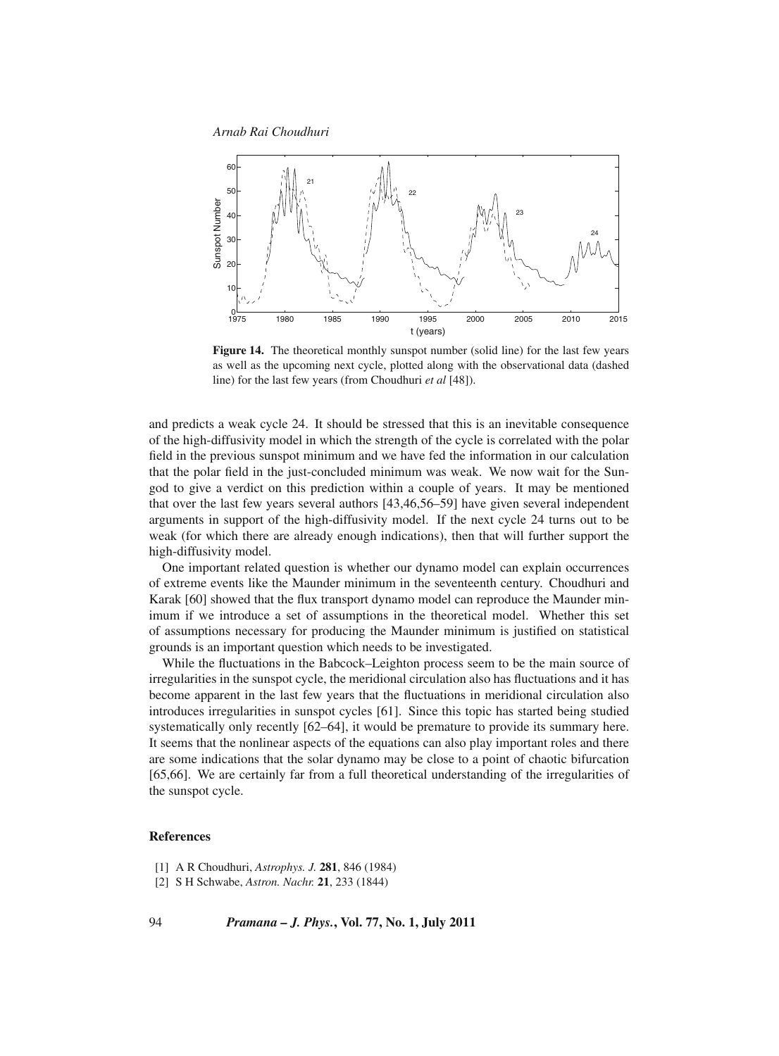**Figure 14.** The theoretical monthly sunspot number (solid line) for the last few years as well as the upcoming next cycle, plotted along with the observational data (dashed line) for the last few years (from Choudhuri *et al* [48]).

and predicts a weak cycle 24. It should be stressed that this is an inevitable consequence of the high-diffusivity model in which the strength of the cycle is correlated with the polar field in the previous sunspot minimum and we have fed the information in our calculation that the polar field in the just-concluded minimum was weak. We now wait for the Sun-god to give a verdict on this prediction within a couple of years. It may be mentioned that over the last few years several authors [43,46,56–59] have given several independent arguments in support of the high-diffusivity model. If the next cycle 24 turns out to be weak (for which there are already enough indications), then that will further support the high-diffusivity model.

One important related question is whether our dynamo model can explain occurrences of extreme events like the Maunder minimum in the seventeenth century. Choudhuri and Karak [60] showed that the flux transport dynamo model can reproduce the Maunder minimum if we introduce a set of assumptions in the theoretical model. Whether this set of assumptions necessary for producing the Maunder minimum is justified on statistical grounds is an important question which needs to be investigated.

While the fluctuations in the Babcock–Leighton process seem to be the main source of irregularities in the sunspot cycle, the meridional circulation also has fluctuations and it has become apparent in the last few years that the fluctuations in meridional circulation also introduces irregularities in sunspot cycles [61]. Since this topic has started being studied systematically only recently [62–64], it would be premature to provide its summary here. It seems that the nonlinear aspects of the equations can also play important roles and there are some indications that the solar dynamo may be close to a point of chaotic bifurcation [65,66]. We are certainly far from a full theoretical understanding of the irregularities of the sunspot cycle.

## References

[1] A R Choudhuri, *Astrophys. J.* **281**, 846 (1984)

[2] S H Schwabe, *Astron. Nachr.* **21**, 233 (1844)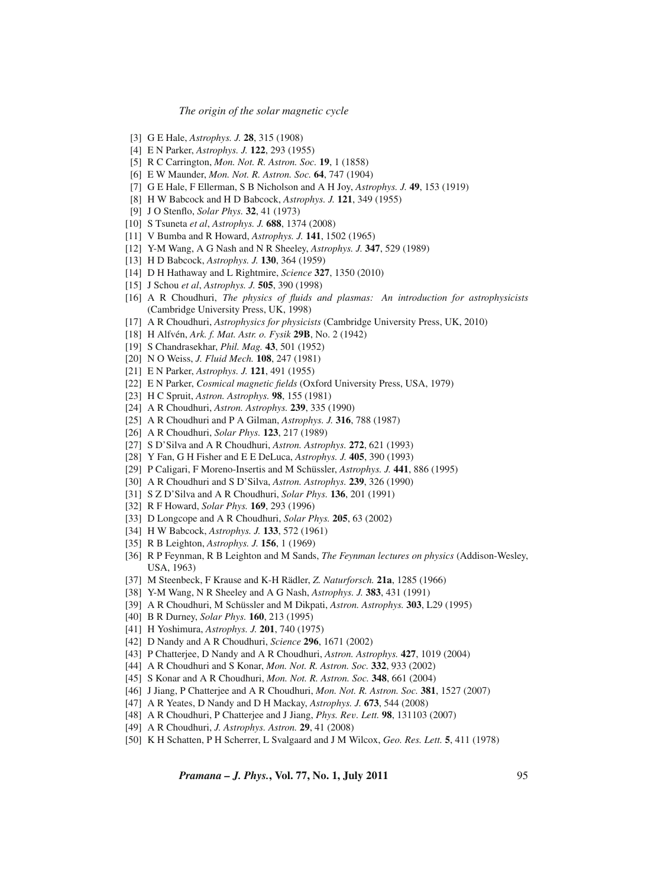[3] G E Hale, *Astrophys. J.* **28**, 315 (1908)
[4] E N Parker, *Astrophys. J.* **122**, 293 (1955)
[5] R C Carrington, *Mon. Not. R. Astron. Soc.* **19**, 1 (1858)
[6] E W Maunder, *Mon. Not. R. Astron. Soc.* **64**, 747 (1904)
[7] G E Hale, F Ellerman, S B Nicholson and A H Joy, *Astrophys. J.* **49**, 153 (1919)
[8] H W Babcock and H D Babcock, *Astrophys. J.* **121**, 349 (1955)
[9] J O Stenflo, *Solar Phys.* **32**, 41 (1973)
[10] S Tsuneta *et al*, *Astrophys. J.* **688**, 1374 (2008)
[11] V Bumba and R Howard, *Astrophys. J.* **141**, 1502 (1965)
[12] Y-M Wang, A G Nash and N R Sheeley, *Astrophys. J.* **347**, 529 (1989)
[13] H D Babcock, *Astrophys. J.* **130**, 364 (1959)
[14] D H Hathaway and L Rightmire, *Science* **327**, 1350 (2010)
[15] J Schou *et al*, *Astrophys. J.* **505**, 390 (1998)
[16] A R Choudhuri, *The physics of fluids and plasmas: An introduction for astrophysicists* (Cambridge University Press, UK, 1998)
[17] A R Choudhuri, *Astrophysics for physicists* (Cambridge University Press, UK, 2010)
[18] H Alfvén, *Ark. f. Mat. Astr. o. Fysik* **29B**, No. 2 (1942)
[19] S Chandrasekhar, *Phil. Mag.* **43**, 501 (1952)
[20] N O Weiss, *J. Fluid Mech.* **108**, 247 (1981)
[21] E N Parker, *Astrophys. J.* **121**, 491 (1955)
[22] E N Parker, *Cosmical magnetic fields* (Oxford University Press, USA, 1979)
[23] H C Spruit, *Astron. Astrophys.* **98**, 155 (1981)
[24] A R Choudhuri, *Astron. Astrophys.* **239**, 335 (1990)
[25] A R Choudhuri and P A Gilman, *Astrophys. J.* **316**, 788 (1987)
[26] A R Choudhuri, *Solar Phys.* **123**, 217 (1989)
[27] S D'Silva and A R Choudhuri, *Astron. Astrophys.* **272**, 621 (1993)
[28] Y Fan, G H Fisher and E E DeLuca, *Astrophys. J.* **405**, 390 (1993)
[29] P Caligari, F Moreno-Insertis and M Schüssler, *Astrophys. J.* **441**, 886 (1995)
[30] A R Choudhuri and S D'Silva, *Astron. Astrophys.* **239**, 326 (1990)
[31] S Z D'Silva and A R Choudhuri, *Solar Phys.* **136**, 201 (1991)
[32] R F Howard, *Solar Phys.* **169**, 293 (1996)
[33] D Longcope and A R Choudhuri, *Solar Phys.* **205**, 63 (2002)
[34] H W Babcock, *Astrophys. J.* **133**, 572 (1961)
[35] R B Leighton, *Astrophys. J.* **156**, 1 (1969)
[36] R P Feynman, R B Leighton and M Sands, *The Feynman lectures on physics* (Addison-Wesley, USA, 1963)
[37] M Steenbeck, F Krause and K-H Rädler, *Z. Naturforsch.* **21a**, 1285 (1966)
[38] Y-M Wang, N R Sheeley and A G Nash, *Astrophys. J.* **383**, 431 (1991)
[39] A R Choudhuri, M Schüssler and M Dikpati, *Astron. Astrophys.* **303**, L29 (1995)
[40] B R Durney, *Solar Phys.* **160**, 213 (1995)
[41] H Yoshimura, *Astrophys. J.* **201**, 740 (1975)
[42] D Nandy and A R Choudhuri, *Science* **296**, 1671 (2002)
[43] P Chatterjee, D Nandy and A R Choudhuri, *Astron. Astrophys.* **427**, 1019 (2004)
[44] A R Choudhuri and S Konar, *Mon. Not. R. Astron. Soc.* **332**, 933 (2002)
[45] S Konar and A R Choudhuri, *Mon. Not. R. Astron. Soc.* **348**, 661 (2004)
[46] J Jiang, P Chatterjee and A R Choudhuri, *Mon. Not. R. Astron. Soc.* **381**, 1527 (2007)
[47] A R Yeates, D Nandy and D H Mackay, *Astrophys. J.* **673**, 544 (2008)
[48] A R Choudhuri, P Chatterjee and J Jiang, *Phys. Rev. Lett.* **98**, 131103 (2007)
[49] A R Choudhuri, *J. Astrophys. Astron.* **29**, 41 (2008)
[50] K H Schatten, P H Scherrer, L Svalgaard and J M Wilcox, *Geo. Res. Lett.* **5**, 411 (1978)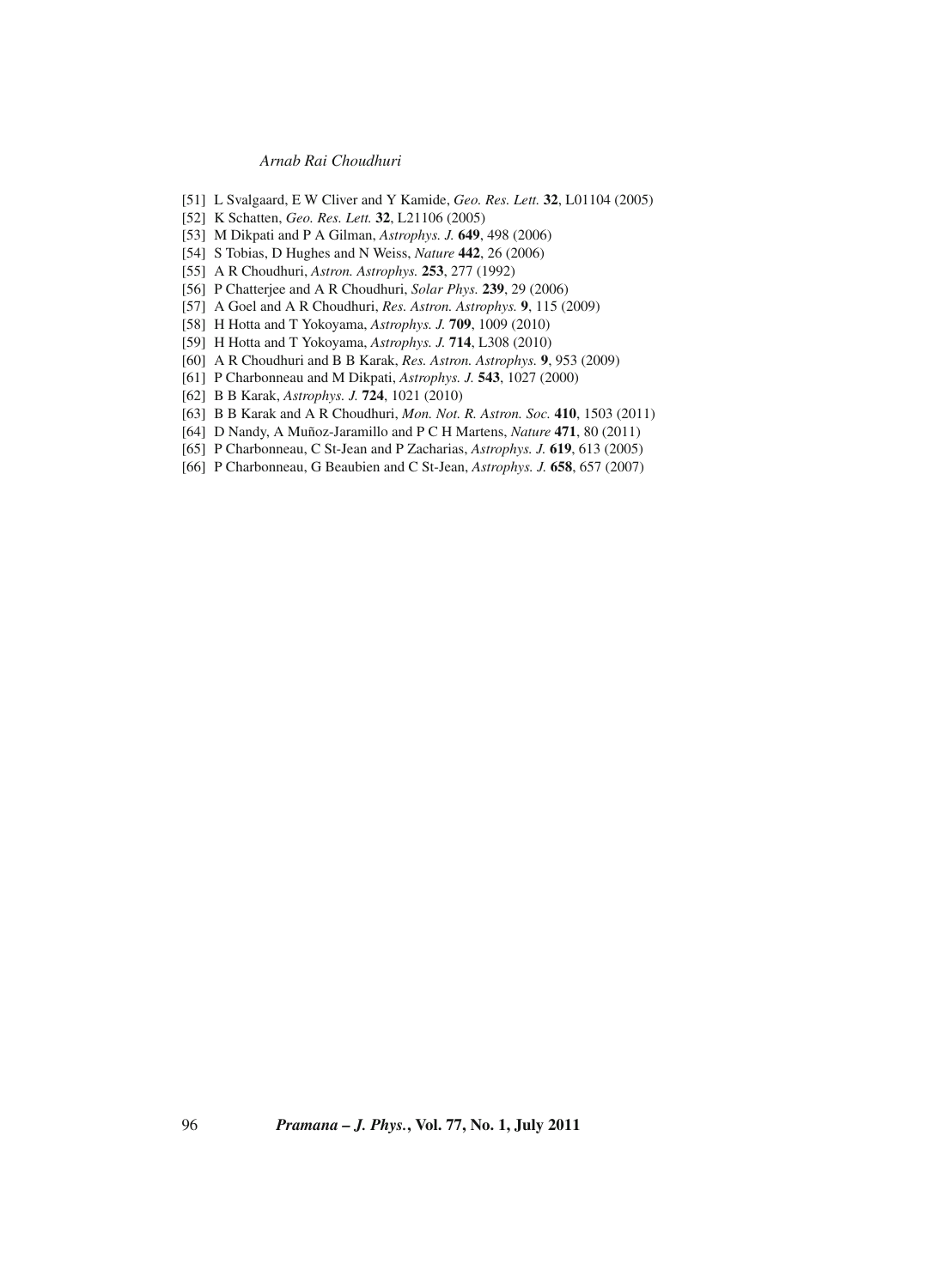[51] L Svalgaard, E W Cliver and Y Kamide, *Geo. Res. Lett.* **32**, L01104 (2005)
[52] K Schatten, *Geo. Res. Lett.* **32**, L21106 (2005)
[53] M Dikpati and P A Gilman, *Astrophys. J.* **649**, 498 (2006)
[54] S Tobias, D Hughes and N Weiss, *Nature* **442**, 26 (2006)
[55] A R Choudhuri, *Astron. Astrophys.* **253**, 277 (1992)
[56] P Chatterjee and A R Choudhuri, *Solar Phys.* **239**, 29 (2006)
[57] A Goel and A R Choudhuri, *Res. Astron. Astrophys.* **9**, 115 (2009)
[58] H Hotta and T Yokoyama, *Astrophys. J.* **709**, 1009 (2010)
[59] H Hotta and T Yokoyama, *Astrophys. J.* **714**, L308 (2010)
[60] A R Choudhuri and B B Karak, *Res. Astron. Astrophys.* **9**, 953 (2009)
[61] P Charbonneau and M Dikpati, *Astrophys. J.* **543**, 1027 (2000)
[62] B B Karak, *Astrophys. J.* **724**, 1021 (2010)
[63] B B Karak and A R Choudhuri, *Mon. Not. R. Astron. Soc.* **410**, 1503 (2011)
[64] D Nandy, A Muñoz-Jaramillo and P C H Martens, *Nature* **471**, 80 (2011)
[65] P Charbonneau, C St-Jean and P Zacharias, *Astrophys. J.* **619**, 613 (2005)
[66] P Charbonneau, G Beaubien and C St-Jean, *Astrophys. J.* **658**, 657 (2007)